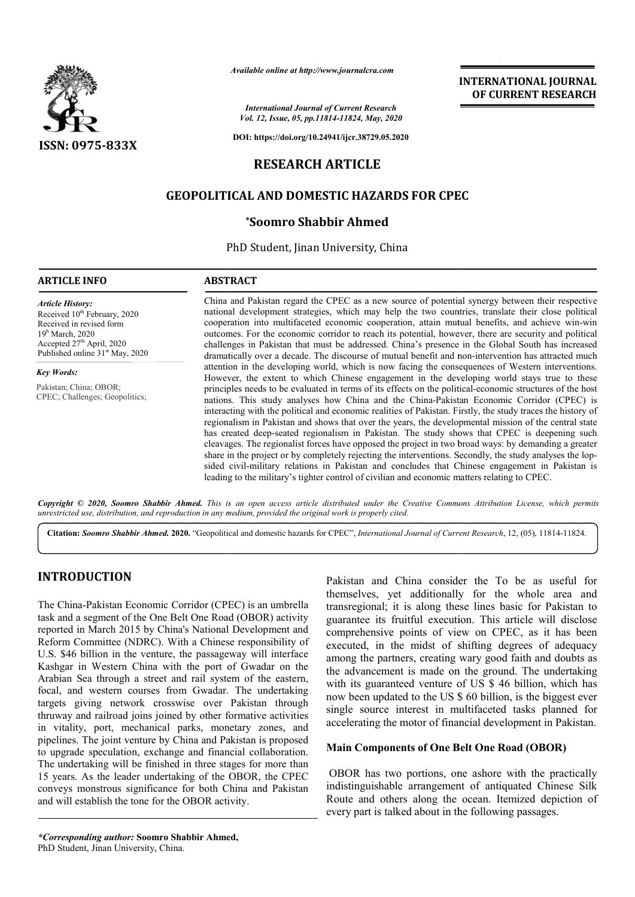*Available online at http://www.journalcra.com*

*International Journal of Current Research*
*Vol. 12, Issue, 05, pp.11814-11824, May, 2020*

**DOI: https://doi.org/10.24941/ijcr.38729.05.2020**

**ISSN: 0975-833X**

**INTERNATIONAL JOURNAL OF CURRENT RESEARCH**

# RESEARCH ARTICLE

# GEOPOLITICAL AND DOMESTIC HAZARDS FOR CPEC

**\*Soomro Shabbir Ahmed**

PhD Student, Jinan University, China

## ARTICLE INFO

*Article History:*
Received 10th February, 2020
Received in revised form
19th March, 2020
Accepted 27th April, 2020
Published online 31st May, 2020

*Key Words:*
Pakistan; China; OBOR;
CPEC; Challenges; Geopolitics;

## ABSTRACT

China and Pakistan regard the CPEC as a new source of potential synergy between their respective national development strategies, which may help the two countries, translate their close political cooperation into multifaceted economic cooperation, attain mutual benefits, and achieve win-win outcomes. For the economic corridor to reach its potential, however, there are security and political challenges in Pakistan that must be addressed. China's presence in the Global South has increased dramatically over a decade. The discourse of mutual benefit and non-intervention has attracted much attention in the developing world, which is now facing the consequences of Western interventions. However, the extent to which Chinese engagement in the developing world stays true to these principles needs to be evaluated in terms of its effects on the political-economic structures of the host nations. This study analyses how China and the China-Pakistan Economic Corridor (CPEC) is interacting with the political and economic realities of Pakistan. Firstly, the study traces the history of regionalism in Pakistan and shows that over the years, the developmental mission of the central state has created deep-seated regionalism in Pakistan. The study shows that CPEC is deepening such cleavages. The regionalist forces have opposed the project in two broad ways: by demanding a greater share in the project or by completely rejecting the interventions. Secondly, the study analyses the lop-sided civil-military relations in Pakistan and concludes that Chinese engagement in Pakistan is leading to the military's tighter control of civilian and economic matters relating to CPEC.

*Copyright © 2020, Soomro Shabbir Ahmed. This is an open access article distributed under the Creative Commons Attribution License, which permits unrestricted use, distribution, and reproduction in any medium, provided the original work is properly cited.*

**Citation:** *Soomro Shabbir Ahmed.* **2020.** "Geopolitical and domestic hazards for CPEC", *International Journal of Current Research*, 12, (05), 11814-11824.

## INTRODUCTION

The China-Pakistan Economic Corridor (CPEC) is an umbrella task and a segment of the One Belt One Road (OBOR) activity reported in March 2015 by China's National Development and Reform Committee (NDRC). With a Chinese responsibility of U.S. $46 billion in the venture, the passageway will interface Kashgar in Western China with the port of Gwadar on the Arabian Sea through a street and rail system of the eastern, focal, and western courses from Gwadar. The undertaking targets giving network crosswise over Pakistan through thruway and railroad joins joined by other formative activities in vitality, port, mechanical parks, monetary zones, and pipelines. The joint venture by China and Pakistan is proposed to upgrade speculation, exchange and financial collaboration. The undertaking will be finished in three stages for more than 15 years. As the leader undertaking of the OBOR, the CPEC conveys monstrous significance for both China and Pakistan and will establish the tone for the OBOR activity.

Pakistan and China consider the To be as useful for themselves, yet additionally for the whole area and transregional; it is along these lines basic for Pakistan to guarantee its fruitful execution. This article will disclose comprehensive points of view on CPEC, as it has been executed, in the midst of shifting degrees of adequacy among the partners, creating wary good faith and doubts as the advancement is made on the ground. The undertaking with its guaranteed venture of US $ 46 billion, which has now been updated to the US $ 60 billion, is the biggest ever single source interest in multifaceted tasks planned for accelerating the motor of financial development in Pakistan.

### Main Components of One Belt One Road (OBOR)

OBOR has two portions, one ashore with the practically indistinguishable arrangement of antiquated Chinese Silk Route and others along the ocean. Itemized depiction of every part is talked about in the following passages.

*\*Corresponding author:* **Soomro Shabbir Ahmed,**
PhD Student, Jinan University, China.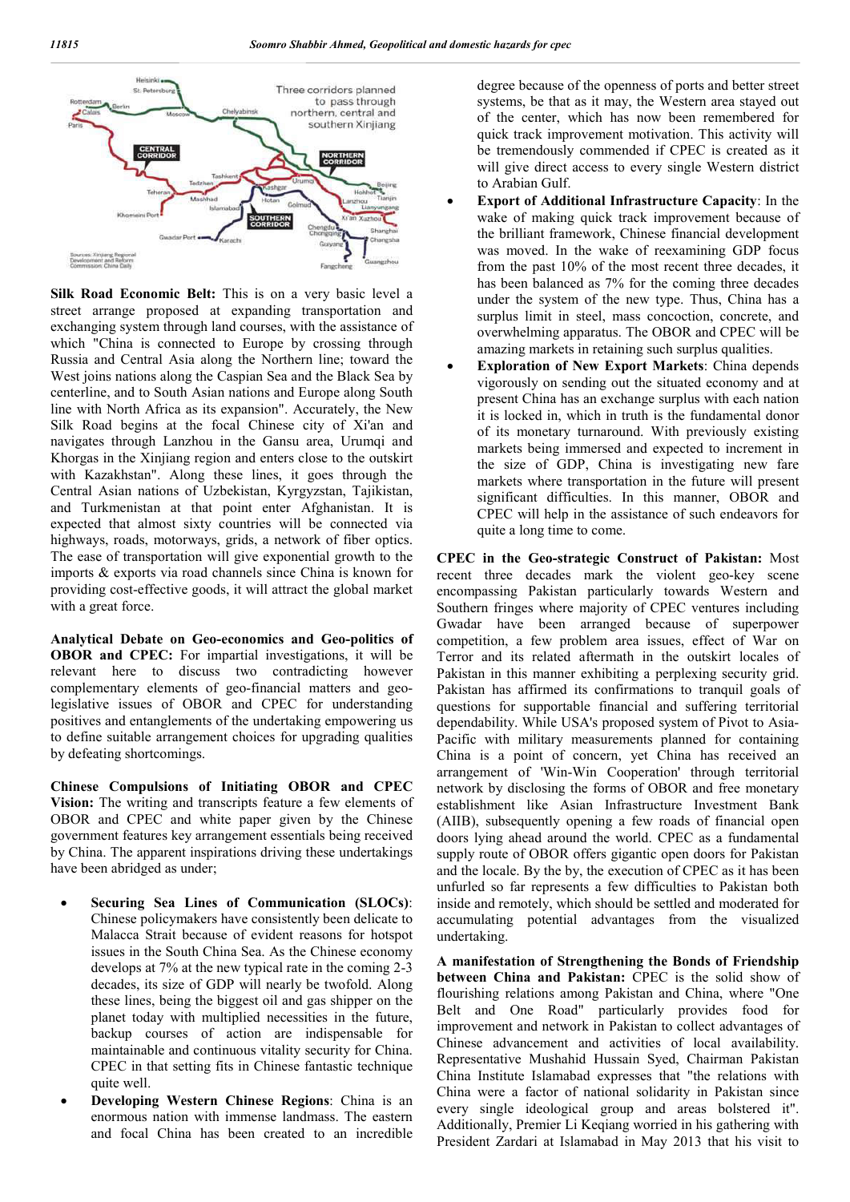Three corridors planned to pass through northern, central and southern Xinjiang

CENTRAL CORRIDOR

NORTHERN CORRIDOR

SOUTHERN CORRIDOR

Sources: Xinjiang Regional Development and Reform Commission China Daily

**Silk Road Economic Belt:** This is on a very basic level a street arrange proposed at expanding transportation and exchanging system through land courses, with the assistance of which "China is connected to Europe by crossing through Russia and Central Asia along the Northern line; toward the West joins nations along the Caspian Sea and the Black Sea by centerline, and to South Asian nations and Europe along South line with North Africa as its expansion". Accurately, the New Silk Road begins at the focal Chinese city of Xi'an and navigates through Lanzhou in the Gansu area, Urumqi and Khorgas in the Xinjiang region and enters close to the outskirt with Kazakhstan". Along these lines, it goes through the Central Asian nations of Uzbekistan, Kyrgyzstan, Tajikistan, and Turkmenistan at that point enter Afghanistan. It is expected that almost sixty countries will be connected via highways, roads, motorways, grids, a network of fiber optics. The ease of transportation will give exponential growth to the imports & exports via road channels since China is known for providing cost-effective goods, it will attract the global market with a great force.

**Analytical Debate on Geo-economics and Geo-politics of OBOR and CPEC:** For impartial investigations, it will be relevant here to discuss two contradicting however complementary elements of geo-financial matters and geo-legislative issues of OBOR and CPEC for understanding positives and entanglements of the undertaking empowering us to define suitable arrangement choices for upgrading qualities by defeating shortcomings.

**Chinese Compulsions of Initiating OBOR and CPEC Vision:** The writing and transcripts feature a few elements of OBOR and CPEC and white paper given by the Chinese government features key arrangement essentials being received by China. The apparent inspirations driving these undertakings have been abridged as under;

- **Securing Sea Lines of Communication (SLOCs)**: Chinese policymakers have consistently been delicate to Malacca Strait because of evident reasons for hotspot issues in the South China Sea. As the Chinese economy develops at 7% at the new typical rate in the coming 2-3 decades, its size of GDP will nearly be twofold. Along these lines, being the biggest oil and gas shipper on the planet today with multiplied necessities in the future, backup courses of action are indispensable for maintainable and continuous vitality security for China. CPEC in that setting fits in Chinese fantastic technique quite well.
- **Developing Western Chinese Regions**: China is an enormous nation with immense landmass. The eastern and focal China has been created to an incredible degree because of the openness of ports and better street systems, be that as it may, the Western area stayed out of the center, which has now been remembered for quick track improvement motivation. This activity will be tremendously commended if CPEC is created as it will give direct access to every single Western district to Arabian Gulf.
- **Export of Additional Infrastructure Capacity**: In the wake of making quick track improvement because of the brilliant framework, Chinese financial development was moved. In the wake of reexamining GDP focus from the past 10% of the most recent three decades, it has been balanced as 7% for the coming three decades under the system of the new type. Thus, China has a surplus limit in steel, mass concoction, concrete, and overwhelming apparatus. The OBOR and CPEC will be amazing markets in retaining such surplus qualities.
- **Exploration of New Export Markets**: China depends vigorously on sending out the situated economy and at present China has an exchange surplus with each nation it is locked in, which in truth is the fundamental donor of its monetary turnaround. With previously existing markets being immersed and expected to increment in the size of GDP, China is investigating new fare markets where transportation in the future will present significant difficulties. In this manner, OBOR and CPEC will help in the assistance of such endeavors for quite a long time to come.

**CPEC in the Geo-strategic Construct of Pakistan:** Most recent three decades mark the violent geo-key scene encompassing Pakistan particularly towards Western and Southern fringes where majority of CPEC ventures including Gwadar have been arranged because of superpower competition, a few problem area issues, effect of War on Terror and its related aftermath in the outskirt locales of Pakistan in this manner exhibiting a perplexing security grid. Pakistan has affirmed its confirmations to tranquil goals of questions for supportable financial and suffering territorial dependability. While USA's proposed system of Pivot to Asia-Pacific with military measurements planned for containing China is a point of concern, yet China has received an arrangement of 'Win-Win Cooperation' through territorial network by disclosing the forms of OBOR and free monetary establishment like Asian Infrastructure Investment Bank (AIIB), subsequently opening a few roads of financial open doors lying ahead around the world. CPEC as a fundamental supply route of OBOR offers gigantic open doors for Pakistan and the locale. By the by, the execution of CPEC as it has been unfurled so far represents a few difficulties to Pakistan both inside and remotely, which should be settled and moderated for accumulating potential advantages from the visualized undertaking.

**A manifestation of Strengthening the Bonds of Friendship between China and Pakistan:** CPEC is the solid show of flourishing relations among Pakistan and China, where "One Belt and One Road" particularly provides food for improvement and network in Pakistan to collect advantages of Chinese advancement and activities of local availability. Representative Mushahid Hussain Syed, Chairman Pakistan China Institute Islamabad expresses that "the relations with China were a factor of national solidarity in Pakistan since every single ideological group and areas bolstered it". Additionally, Premier Li Keqiang worried in his gathering with President Zardari at Islamabad in May 2013 that his visit to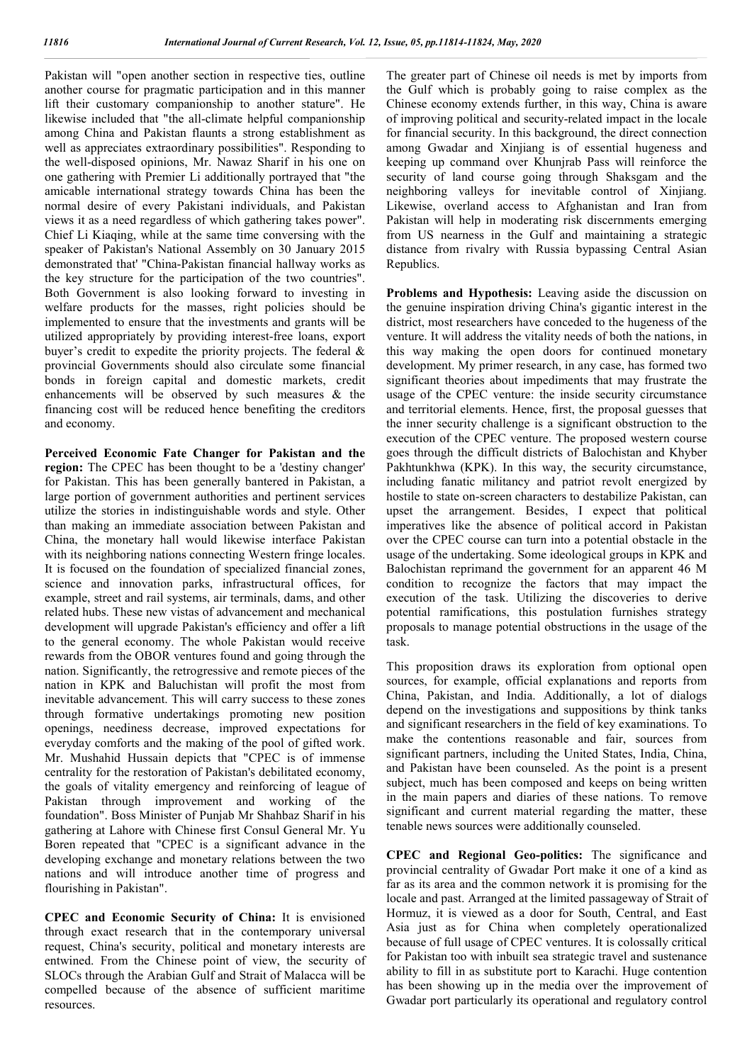Pakistan will "open another section in respective ties, outline another course for pragmatic participation and in this manner lift their customary companionship to another stature". He likewise included that "the all-climate helpful companionship among China and Pakistan flaunts a strong establishment as well as appreciates extraordinary possibilities". Responding to the well-disposed opinions, Mr. Nawaz Sharif in his one on one gathering with Premier Li additionally portrayed that "the amicable international strategy towards China has been the normal desire of every Pakistani individuals, and Pakistan views it as a need regardless of which gathering takes power". Chief Li Kiaqing, while at the same time conversing with the speaker of Pakistan's National Assembly on 30 January 2015 demonstrated that' "China-Pakistan financial hallway works as the key structure for the participation of the two countries". Both Government is also looking forward to investing in welfare products for the masses, right policies should be implemented to ensure that the investments and grants will be utilized appropriately by providing interest-free loans, export buyer's credit to expedite the priority projects. The federal & provincial Governments should also circulate some financial bonds in foreign capital and domestic markets, credit enhancements will be observed by such measures & the financing cost will be reduced hence benefiting the creditors and economy.

**Perceived Economic Fate Changer for Pakistan and the region:** The CPEC has been thought to be a 'destiny changer' for Pakistan. This has been generally bantered in Pakistan, a large portion of government authorities and pertinent services utilize the stories in indistinguishable words and style. Other than making an immediate association between Pakistan and China, the monetary hall would likewise interface Pakistan with its neighboring nations connecting Western fringe locales. It is focused on the foundation of specialized financial zones, science and innovation parks, infrastructural offices, for example, street and rail systems, air terminals, dams, and other related hubs. These new vistas of advancement and mechanical development will upgrade Pakistan's efficiency and offer a lift to the general economy. The whole Pakistan would receive rewards from the OBOR ventures found and going through the nation. Significantly, the retrogressive and remote pieces of the nation in KPK and Baluchistan will profit the most from inevitable advancement. This will carry success to these zones through formative undertakings promoting new position openings, neediness decrease, improved expectations for everyday comforts and the making of the pool of gifted work. Mr. Mushahid Hussain depicts that "CPEC is of immense centrality for the restoration of Pakistan's debilitated economy, the goals of vitality emergency and reinforcing of league of Pakistan through improvement and working of the foundation". Boss Minister of Punjab Mr Shahbaz Sharif in his gathering at Lahore with Chinese first Consul General Mr. Yu Boren repeated that "CPEC is a significant advance in the developing exchange and monetary relations between the two nations and will introduce another time of progress and flourishing in Pakistan".

**CPEC and Economic Security of China:** It is envisioned through exact research that in the contemporary universal request, China's security, political and monetary interests are entwined. From the Chinese point of view, the security of SLOCs through the Arabian Gulf and Strait of Malacca will be compelled because of the absence of sufficient maritime resources.

The greater part of Chinese oil needs is met by imports from the Gulf which is probably going to raise complex as the Chinese economy extends further, in this way, China is aware of improving political and security-related impact in the locale for financial security. In this background, the direct connection among Gwadar and Xinjiang is of essential hugeness and keeping up command over Khunjrab Pass will reinforce the security of land course going through Shaksgam and the neighboring valleys for inevitable control of Xinjiang. Likewise, overland access to Afghanistan and Iran from Pakistan will help in moderating risk discernments emerging from US nearness in the Gulf and maintaining a strategic distance from rivalry with Russia bypassing Central Asian Republics.

**Problems and Hypothesis:** Leaving aside the discussion on the genuine inspiration driving China's gigantic interest in the district, most researchers have conceded to the hugeness of the venture. It will address the vitality needs of both the nations, in this way making the open doors for continued monetary development. My primer research, in any case, has formed two significant theories about impediments that may frustrate the usage of the CPEC venture: the inside security circumstance and territorial elements. Hence, first, the proposal guesses that the inner security challenge is a significant obstruction to the execution of the CPEC venture. The proposed western course goes through the difficult districts of Balochistan and Khyber Pakhtunkhwa (KPK). In this way, the security circumstance, including fanatic militancy and patriot revolt energized by hostile to state on-screen characters to destabilize Pakistan, can upset the arrangement. Besides, I expect that political imperatives like the absence of political accord in Pakistan over the CPEC course can turn into a potential obstacle in the usage of the undertaking. Some ideological groups in KPK and Balochistan reprimand the government for an apparent 46 M condition to recognize the factors that may impact the execution of the task. Utilizing the discoveries to derive potential ramifications, this postulation furnishes strategy proposals to manage potential obstructions in the usage of the task.

This proposition draws its exploration from optional open sources, for example, official explanations and reports from China, Pakistan, and India. Additionally, a lot of dialogs depend on the investigations and suppositions by think tanks and significant researchers in the field of key examinations. To make the contentions reasonable and fair, sources from significant partners, including the United States, India, China, and Pakistan have been counseled. As the point is a present subject, much has been composed and keeps on being written in the main papers and diaries of these nations. To remove significant and current material regarding the matter, these tenable news sources were additionally counseled.

**CPEC and Regional Geo-politics:** The significance and provincial centrality of Gwadar Port make it one of a kind as far as its area and the common network it is promising for the locale and past. Arranged at the limited passageway of Strait of Hormuz, it is viewed as a door for South, Central, and East Asia just as for China when completely operationalized because of full usage of CPEC ventures. It is colossally critical for Pakistan too with inbuilt sea strategic travel and sustenance ability to fill in as substitute port to Karachi. Huge contention has been showing up in the media over the improvement of Gwadar port particularly its operational and regulatory control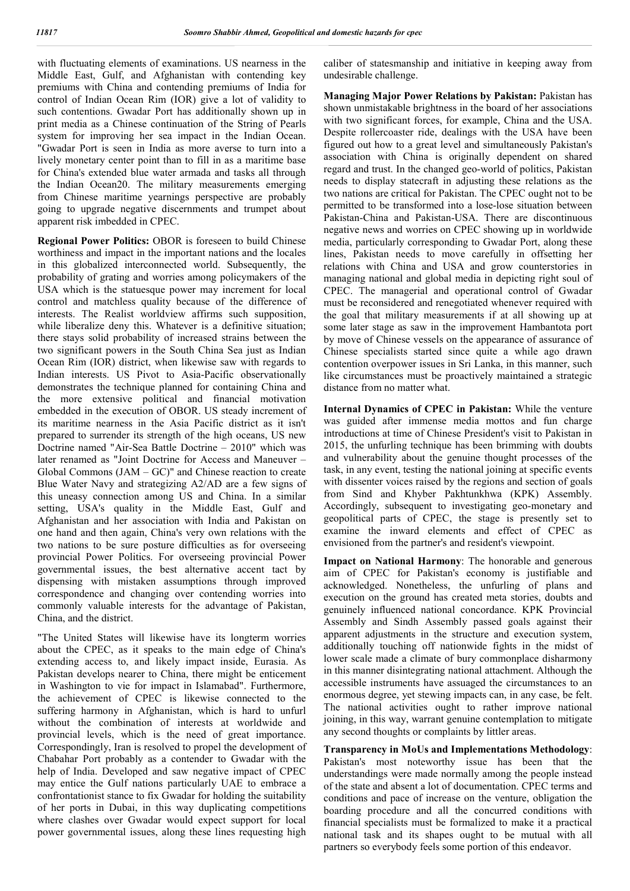with fluctuating elements of examinations. US nearness in the Middle East, Gulf, and Afghanistan with contending key premiums with China and contending premiums of India for control of Indian Ocean Rim (IOR) give a lot of validity to such contentions. Gwadar Port has additionally shown up in print media as a Chinese continuation of the String of Pearls system for improving her sea impact in the Indian Ocean. "Gwadar Port is seen in India as more averse to turn into a lively monetary center point than to fill in as a maritime base for China's extended blue water armada and tasks all through the Indian Ocean20. The military measurements emerging from Chinese maritime yearnings perspective are probably going to upgrade negative discernments and trumpet about apparent risk imbedded in CPEC.

**Regional Power Politics:** OBOR is foreseen to build Chinese worthiness and impact in the important nations and the locales in this globalized interconnected world. Subsequently, the probability of grating and worries among policymakers of the USA which is the statuesque power may increment for local control and matchless quality because of the difference of interests. The Realist worldview affirms such supposition, while liberalize deny this. Whatever is a definitive situation; there stays solid probability of increased strains between the two significant powers in the South China Sea just as Indian Ocean Rim (IOR) district, when likewise saw with regards to Indian interests. US Pivot to Asia-Pacific observationally demonstrates the technique planned for containing China and the more extensive political and financial motivation embedded in the execution of OBOR. US steady increment of its maritime nearness in the Asia Pacific district as it isn't prepared to surrender its strength of the high oceans, US new Doctrine named "Air-Sea Battle Doctrine – 2010" which was later renamed as "Joint Doctrine for Access and Maneuver – Global Commons (JAM – GC)" and Chinese reaction to create Blue Water Navy and strategizing A2/AD are a few signs of this uneasy connection among US and China. In a similar setting, USA's quality in the Middle East, Gulf and Afghanistan and her association with India and Pakistan on one hand and then again, China's very own relations with the two nations to be sure posture difficulties as for overseeing provincial Power Politics. For overseeing provincial Power governmental issues, the best alternative accent tact by dispensing with mistaken assumptions through improved correspondence and changing over contending worries into commonly valuable interests for the advantage of Pakistan, China, and the district.

"The United States will likewise have its longterm worries about the CPEC, as it speaks to the main edge of China's extending access to, and likely impact inside, Eurasia. As Pakistan develops nearer to China, there might be enticement in Washington to vie for impact in Islamabad". Furthermore, the achievement of CPEC is likewise connected to the suffering harmony in Afghanistan, which is hard to unfurl without the combination of interests at worldwide and provincial levels, which is the need of great importance. Correspondingly, Iran is resolved to propel the development of Chabahar Port probably as a contender to Gwadar with the help of India. Developed and saw negative impact of CPEC may entice the Gulf nations particularly UAE to embrace a confrontationist stance to fix Gwadar for holding the suitability of her ports in Dubai, in this way duplicating competitions where clashes over Gwadar would expect support for local power governmental issues, along these lines requesting high caliber of statesmanship and initiative in keeping away from undesirable challenge.

**Managing Major Power Relations by Pakistan:** Pakistan has shown unmistakable brightness in the board of her associations with two significant forces, for example, China and the USA. Despite rollercoaster ride, dealings with the USA have been figured out how to a great level and simultaneously Pakistan's association with China is originally dependent on shared regard and trust. In the changed geo-world of politics, Pakistan needs to display statecraft in adjusting these relations as the two nations are critical for Pakistan. The CPEC ought not to be permitted to be transformed into a lose-lose situation between Pakistan-China and Pakistan-USA. There are discontinuous negative news and worries on CPEC showing up in worldwide media, particularly corresponding to Gwadar Port, along these lines, Pakistan needs to move carefully in offsetting her relations with China and USA and grow counterstories in managing national and global media in depicting right soul of CPEC. The managerial and operational control of Gwadar must be reconsidered and renegotiated whenever required with the goal that military measurements if at all showing up at some later stage as saw in the improvement Hambantota port by move of Chinese vessels on the appearance of assurance of Chinese specialists started since quite a while ago drawn contention overpower issues in Sri Lanka, in this manner, such like circumstances must be proactively maintained a strategic distance from no matter what.

**Internal Dynamics of CPEC in Pakistan:** While the venture was guided after immense media mottos and fun charge introductions at time of Chinese President's visit to Pakistan in 2015, the unfurling technique has been brimming with doubts and vulnerability about the genuine thought processes of the task, in any event, testing the national joining at specific events with dissenter voices raised by the regions and section of goals from Sind and Khyber Pakhtunkhwa (KPK) Assembly. Accordingly, subsequent to investigating geo-monetary and geopolitical parts of CPEC, the stage is presently set to examine the inward elements and effect of CPEC as envisioned from the partner's and resident's viewpoint.

**Impact on National Harmony**: The honorable and generous aim of CPEC for Pakistan's economy is justifiable and acknowledged. Nonetheless, the unfurling of plans and execution on the ground has created meta stories, doubts and genuinely influenced national concordance. KPK Provincial Assembly and Sindh Assembly passed goals against their apparent adjustments in the structure and execution system, additionally touching off nationwide fights in the midst of lower scale made a climate of bury commonplace disharmony in this manner disintegrating national attachment. Although the accessible instruments have assuaged the circumstances to an enormous degree, yet stewing impacts can, in any case, be felt. The national activities ought to rather improve national joining, in this way, warrant genuine contemplation to mitigate any second thoughts or complaints by littler areas.

**Transparency in MoUs and Implementations Methodology**: Pakistan's most noteworthy issue has been that the understandings were made normally among the people instead of the state and absent a lot of documentation. CPEC terms and conditions and pace of increase on the venture, obligation the boarding procedure and all the concurred conditions with financial specialists must be formalized to make it a practical national task and its shapes ought to be mutual with all partners so everybody feels some portion of this endeavor.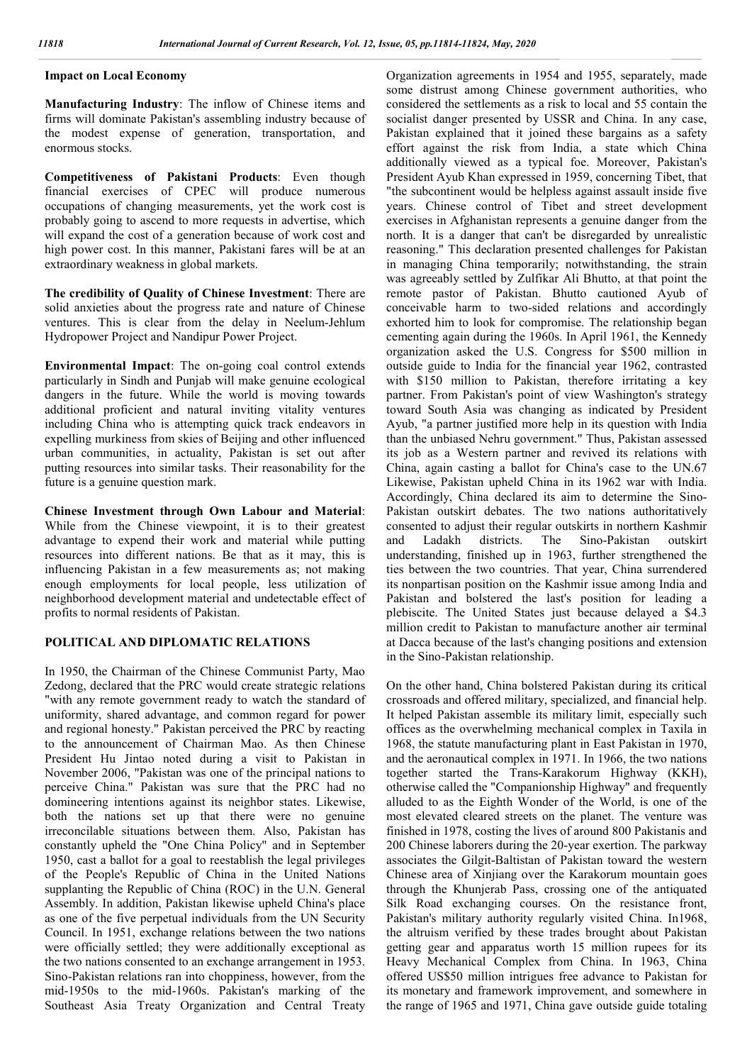### Impact on Local Economy

**Manufacturing Industry**: The inflow of Chinese items and firms will dominate Pakistan's assembling industry because of the modest expense of generation, transportation, and enormous stocks.

**Competitiveness of Pakistani Products**: Even though financial exercises of CPEC will produce numerous occupations of changing measurements, yet the work cost is probably going to ascend to more requests in advertise, which will expand the cost of a generation because of work cost and high power cost. In this manner, Pakistani fares will be at an extraordinary weakness in global markets.

**The credibility of Quality of Chinese Investment**: There are solid anxieties about the progress rate and nature of Chinese ventures. This is clear from the delay in Neelum-Jehlum Hydropower Project and Nandipur Power Project.

**Environmental Impact**: The on-going coal control extends particularly in Sindh and Punjab will make genuine ecological dangers in the future. While the world is moving towards additional proficient and natural inviting vitality ventures including China who is attempting quick track endeavors in expelling murkiness from skies of Beijing and other influenced urban communities, in actuality, Pakistan is set out after putting resources into similar tasks. Their reasonability for the future is a genuine question mark.

**Chinese Investment through Own Labour and Material**: While from the Chinese viewpoint, it is to their greatest advantage to expend their work and material while putting resources into different nations. Be that as it may, this is influencing Pakistan in a few measurements as; not making enough employments for local people, less utilization of neighborhood development material and undetectable effect of profits to normal residents of Pakistan.

## POLITICAL AND DIPLOMATIC RELATIONS

In 1950, the Chairman of the Chinese Communist Party, Mao Zedong, declared that the PRC would create strategic relations "with any remote government ready to watch the standard of uniformity, shared advantage, and common regard for power and regional honesty." Pakistan perceived the PRC by reacting to the announcement of Chairman Mao. As then Chinese President Hu Jintao noted during a visit to Pakistan in November 2006, "Pakistan was one of the principal nations to perceive China." Pakistan was sure that the PRC had no domineering intentions against its neighbor states. Likewise, both the nations set up that there were no genuine irreconcilable situations between them. Also, Pakistan has constantly upheld the "One China Policy" and in September 1950, cast a ballot for a goal to reestablish the legal privileges of the People's Republic of China in the United Nations supplanting the Republic of China (ROC) in the U.N. General Assembly. In addition, Pakistan likewise upheld China's place as one of the five perpetual individuals from the UN Security Council. In 1951, exchange relations between the two nations were officially settled; they were additionally exceptional as the two nations consented to an exchange arrangement in 1953. Sino-Pakistan relations ran into choppiness, however, from the mid-1950s to the mid-1960s. Pakistan's marking of the Southeast Asia Treaty Organization and Central Treaty Organization agreements in 1954 and 1955, separately, made some distrust among Chinese government authorities, who considered the settlements as a risk to local and 55 contain the socialist danger presented by USSR and China. In any case, Pakistan explained that it joined these bargains as a safety effort against the risk from India, a state which China additionally viewed as a typical foe. Moreover, Pakistan's President Ayub Khan expressed in 1959, concerning Tibet, that "the subcontinent would be helpless against assault inside five years. Chinese control of Tibet and street development exercises in Afghanistan represents a genuine danger from the north. It is a danger that can't be disregarded by unrealistic reasoning." This declaration presented challenges for Pakistan in managing China temporarily; notwithstanding, the strain was agreeably settled by Zulfikar Ali Bhutto, at that point the remote pastor of Pakistan. Bhutto cautioned Ayub of conceivable harm to two-sided relations and accordingly exhorted him to look for compromise. The relationship began cementing again during the 1960s. In April 1961, the Kennedy organization asked the U.S. Congress for \$500 million in outside guide to India for the financial year 1962, contrasted with \$150 million to Pakistan, therefore irritating a key partner. From Pakistan's point of view Washington's strategy toward South Asia was changing as indicated by President Ayub, "a partner justified more help in its question with India than the unbiased Nehru government." Thus, Pakistan assessed its job as a Western partner and revived its relations with China, again casting a ballot for China's case to the UN.67 Likewise, Pakistan upheld China in its 1962 war with India. Accordingly, China declared its aim to determine the Sino-Pakistan outskirt debates. The two nations authoritatively consented to adjust their regular outskirts in northern Kashmir and Ladakh districts. The Sino-Pakistan outskirt understanding, finished up in 1963, further strengthened the ties between the two countries. That year, China surrendered its nonpartisan position on the Kashmir issue among India and Pakistan and bolstered the last's position for leading a plebiscite. The United States just because delayed a \$4.3 million credit to Pakistan to manufacture another air terminal at Dacca because of the last's changing positions and extension in the Sino-Pakistan relationship.

On the other hand, China bolstered Pakistan during its critical crossroads and offered military, specialized, and financial help. It helped Pakistan assemble its military limit, especially such offices as the overwhelming mechanical complex in Taxila in 1968, the statute manufacturing plant in East Pakistan in 1970, and the aeronautical complex in 1971. In 1966, the two nations together started the Trans-Karakorum Highway (KKH), otherwise called the "Companionship Highway" and frequently alluded to as the Eighth Wonder of the World, is one of the most elevated cleared streets on the planet. The venture was finished in 1978, costing the lives of around 800 Pakistanis and 200 Chinese laborers during the 20-year exertion. The parkway associates the Gilgit-Baltistan of Pakistan toward the western Chinese area of Xinjiang over the Karakorum mountain goes through the Khunjerab Pass, crossing one of the antiquated Silk Road exchanging courses. On the resistance front, Pakistan's military authority regularly visited China. In1968, the altruism verified by these trades brought about Pakistan getting gear and apparatus worth 15 million rupees for its Heavy Mechanical Complex from China. In 1963, China offered US\$50 million intrigues free advance to Pakistan for its monetary and framework improvement, and somewhere in the range of 1965 and 1971, China gave outside guide totaling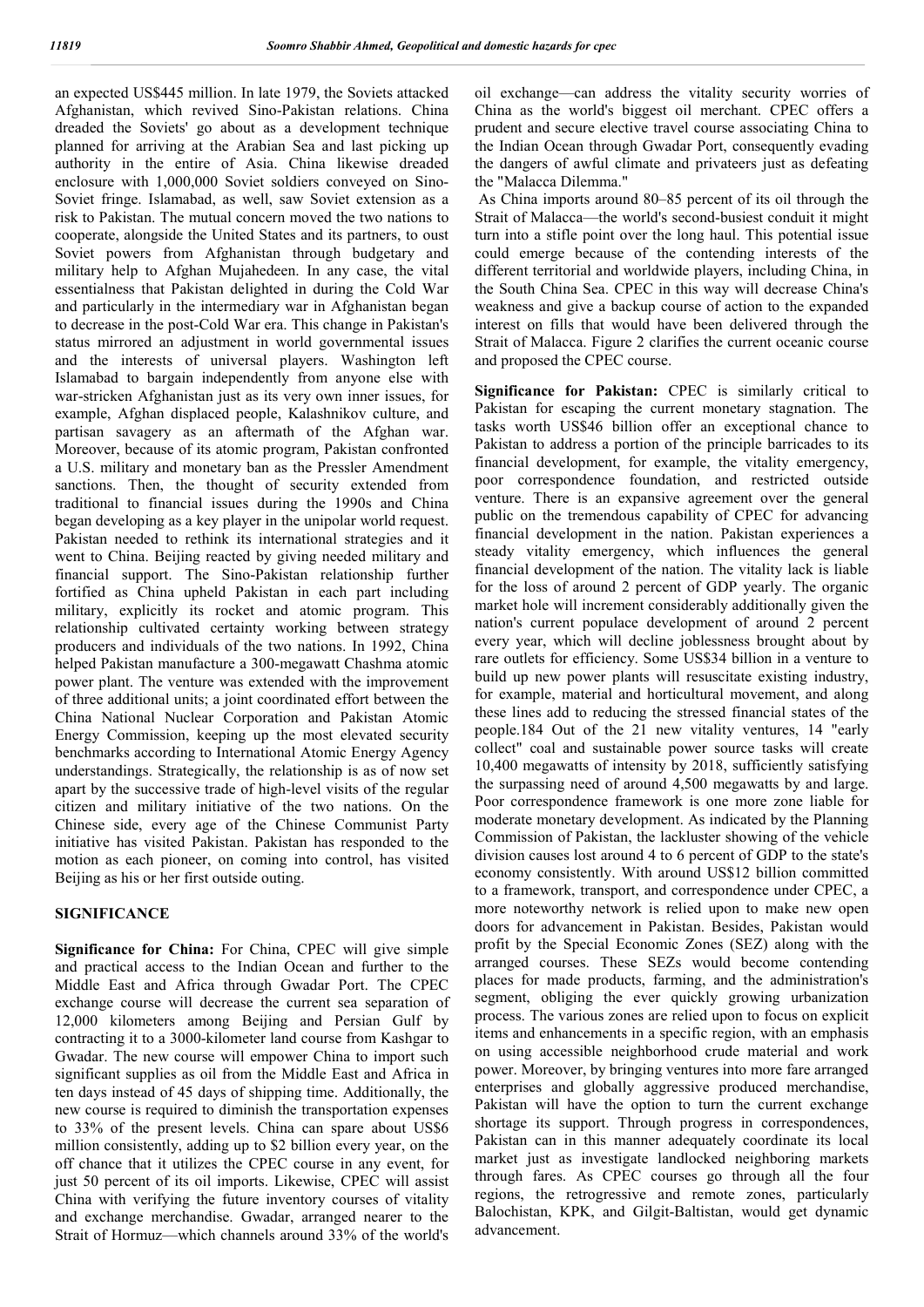an expected US$445 million. In late 1979, the Soviets attacked Afghanistan, which revived Sino-Pakistan relations. China dreaded the Soviets' go about as a development technique planned for arriving at the Arabian Sea and last picking up authority in the entire of Asia. China likewise dreaded enclosure with 1,000,000 Soviet soldiers conveyed on Sino-Soviet fringe. Islamabad, as well, saw Soviet extension as a risk to Pakistan. The mutual concern moved the two nations to cooperate, alongside the United States and its partners, to oust Soviet powers from Afghanistan through budgetary and military help to Afghan Mujahedeen. In any case, the vital essentialness that Pakistan delighted in during the Cold War and particularly in the intermediary war in Afghanistan began to decrease in the post-Cold War era. This change in Pakistan's status mirrored an adjustment in world governmental issues and the interests of universal players. Washington left Islamabad to bargain independently from anyone else with war-stricken Afghanistan just as its very own inner issues, for example, Afghan displaced people, Kalashnikov culture, and partisan savagery as an aftermath of the Afghan war. Moreover, because of its atomic program, Pakistan confronted a U.S. military and monetary ban as the Pressler Amendment sanctions. Then, the thought of security extended from traditional to financial issues during the 1990s and China began developing as a key player in the unipolar world request. Pakistan needed to rethink its international strategies and it went to China. Beijing reacted by giving needed military and financial support. The Sino-Pakistan relationship further fortified as China upheld Pakistan in each part including military, explicitly its rocket and atomic program. This relationship cultivated certainty working between strategy producers and individuals of the two nations. In 1992, China helped Pakistan manufacture a 300-megawatt Chashma atomic power plant. The venture was extended with the improvement of three additional units; a joint coordinated effort between the China National Nuclear Corporation and Pakistan Atomic Energy Commission, keeping up the most elevated security benchmarks according to International Atomic Energy Agency understandings. Strategically, the relationship is as of now set apart by the successive trade of high-level visits of the regular citizen and military initiative of the two nations. On the Chinese side, every age of the Chinese Communist Party initiative has visited Pakistan. Pakistan has responded to the motion as each pioneer, on coming into control, has visited Beijing as his or her first outside outing.

## SIGNIFICANCE

**Significance for China:** For China, CPEC will give simple and practical access to the Indian Ocean and further to the Middle East and Africa through Gwadar Port. The CPEC exchange course will decrease the current sea separation of 12,000 kilometers among Beijing and Persian Gulf by contracting it to a 3000-kilometer land course from Kashgar to Gwadar. The new course will empower China to import such significant supplies as oil from the Middle East and Africa in ten days instead of 45 days of shipping time. Additionally, the new course is required to diminish the transportation expenses to 33% of the present levels. China can spare about US$6 million consistently, adding up to $2 billion every year, on the off chance that it utilizes the CPEC course in any event, for just 50 percent of its oil imports. Likewise, CPEC will assist China with verifying the future inventory courses of vitality and exchange merchandise. Gwadar, arranged nearer to the Strait of Hormuz—which channels around 33% of the world's oil exchange—can address the vitality security worries of China as the world's biggest oil merchant. CPEC offers a prudent and secure elective travel course associating China to the Indian Ocean through Gwadar Port, consequently evading the dangers of awful climate and privateers just as defeating the "Malacca Dilemma."

As China imports around 80–85 percent of its oil through the Strait of Malacca—the world's second-busiest conduit it might turn into a stifle point over the long haul. This potential issue could emerge because of the contending interests of the different territorial and worldwide players, including China, in the South China Sea. CPEC in this way will decrease China's weakness and give a backup course of action to the expanded interest on fills that would have been delivered through the Strait of Malacca. Figure 2 clarifies the current oceanic course and proposed the CPEC course.

**Significance for Pakistan:** CPEC is similarly critical to Pakistan for escaping the current monetary stagnation. The tasks worth US$46 billion offer an exceptional chance to Pakistan to address a portion of the principle barricades to its financial development, for example, the vitality emergency, poor correspondence foundation, and restricted outside venture. There is an expansive agreement over the general public on the tremendous capability of CPEC for advancing financial development in the nation. Pakistan experiences a steady vitality emergency, which influences the general financial development of the nation. The vitality lack is liable for the loss of around 2 percent of GDP yearly. The organic market hole will increment considerably additionally given the nation's current populace development of around 2 percent every year, which will decline joblessness brought about by rare outlets for efficiency. Some US$34 billion in a venture to build up new power plants will resuscitate existing industry, for example, material and horticultural movement, and along these lines add to reducing the stressed financial states of the people.184 Out of the 21 new vitality ventures, 14 "early collect" coal and sustainable power source tasks will create 10,400 megawatts of intensity by 2018, sufficiently satisfying the surpassing need of around 4,500 megawatts by and large. Poor correspondence framework is one more zone liable for moderate monetary development. As indicated by the Planning Commission of Pakistan, the lackluster showing of the vehicle division causes lost around 4 to 6 percent of GDP to the state's economy consistently. With around US$12 billion committed to a framework, transport, and correspondence under CPEC, a more noteworthy network is relied upon to make new open doors for advancement in Pakistan. Besides, Pakistan would profit by the Special Economic Zones (SEZ) along with the arranged courses. These SEZs would become contending places for made products, farming, and the administration's segment, obliging the ever quickly growing urbanization process. The various zones are relied upon to focus on explicit items and enhancements in a specific region, with an emphasis on using accessible neighborhood crude material and work power. Moreover, by bringing ventures into more fare arranged enterprises and globally aggressive produced merchandise, Pakistan will have the option to turn the current exchange shortage its support. Through progress in correspondences, Pakistan can in this manner adequately coordinate its local market just as investigate landlocked neighboring markets through fares. As CPEC courses go through all the four regions, the retrogressive and remote zones, particularly Balochistan, KPK, and Gilgit-Baltistan, would get dynamic advancement.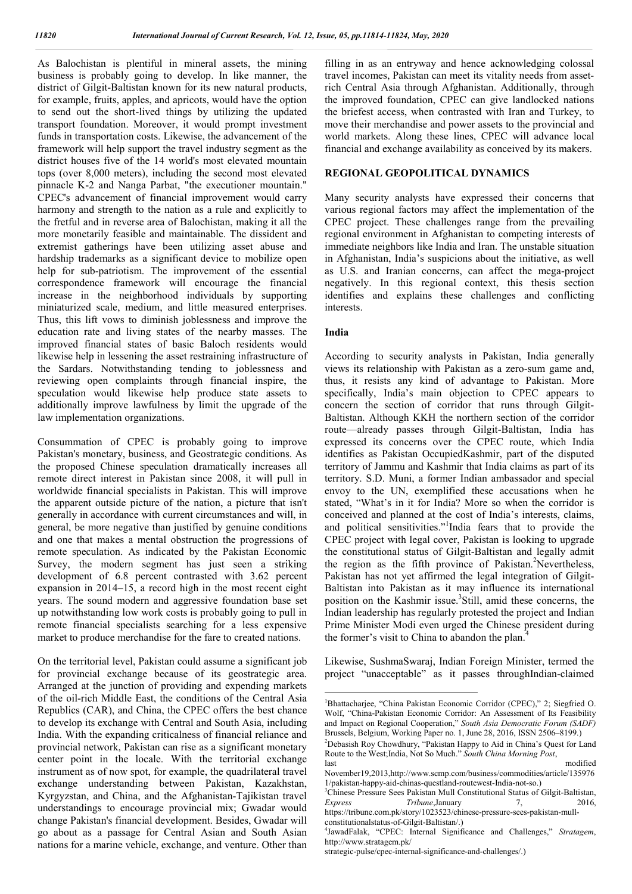As Balochistan is plentiful in mineral assets, the mining business is probably going to develop. In like manner, the district of Gilgit-Baltistan known for its new natural products, for example, fruits, apples, and apricots, would have the option to send out the short-lived things by utilizing the updated transport foundation. Moreover, it would prompt investment funds in transportation costs. Likewise, the advancement of the framework will help support the travel industry segment as the district houses five of the 14 world's most elevated mountain tops (over 8,000 meters), including the second most elevated pinnacle K-2 and Nanga Parbat, "the executioner mountain." CPEC's advancement of financial improvement would carry harmony and strength to the nation as a rule and explicitly to the fretful and in reverse area of Balochistan, making it all the more monetarily feasible and maintainable. The dissident and extremist gatherings have been utilizing asset abuse and hardship trademarks as a significant device to mobilize open help for sub-patriotism. The improvement of the essential correspondence framework will encourage the financial increase in the neighborhood individuals by supporting miniaturized scale, medium, and little measured enterprises. Thus, this lift vows to diminish joblessness and improve the education rate and living states of the nearby masses. The improved financial states of basic Baloch residents would likewise help in lessening the asset restraining infrastructure of the Sardars. Notwithstanding tending to joblessness and reviewing open complaints through financial inspire, the speculation would likewise help produce state assets to additionally improve lawfulness by limit the upgrade of the law implementation organizations.

Consummation of CPEC is probably going to improve Pakistan's monetary, business, and Geostrategic conditions. As the proposed Chinese speculation dramatically increases all remote direct interest in Pakistan since 2008, it will pull in worldwide financial specialists in Pakistan. This will improve the apparent outside picture of the nation, a picture that isn't generally in accordance with current circumstances and will, in general, be more negative than justified by genuine conditions and one that makes a mental obstruction the progressions of remote speculation. As indicated by the Pakistan Economic Survey, the modern segment has just seen a striking development of 6.8 percent contrasted with 3.62 percent expansion in 2014–15, a record high in the most recent eight years. The sound modern and aggressive foundation base set up notwithstanding low work costs is probably going to pull in remote financial specialists searching for a less expensive market to produce merchandise for the fare to created nations.

On the territorial level, Pakistan could assume a significant job for provincial exchange because of its geostrategic area. Arranged at the junction of providing and expending markets of the oil-rich Middle East, the conditions of the Central Asia Republics (CAR), and China, the CPEC offers the best chance to develop its exchange with Central and South Asia, including India. With the expanding criticalness of financial reliance and provincial network, Pakistan can rise as a significant monetary center point in the locale. With the territorial exchange instrument as of now spot, for example, the quadrilateral travel exchange understanding between Pakistan, Kazakhstan, Kyrgyzstan, and China, and the Afghanistan-Tajikistan travel understandings to encourage provincial mix; Gwadar would change Pakistan's financial development. Besides, Gwadar will go about as a passage for Central Asian and South Asian nations for a marine vehicle, exchange, and venture. Other than filling in as an entryway and hence acknowledging colossal travel incomes, Pakistan can meet its vitality needs from asset-rich Central Asia through Afghanistan. Additionally, through the improved foundation, CPEC can give landlocked nations the briefest access, when contrasted with Iran and Turkey, to move their merchandise and power assets to the provincial and world markets. Along these lines, CPEC will advance local financial and exchange availability as conceived by its makers.

## REGIONAL GEOPOLITICAL DYNAMICS

Many security analysts have expressed their concerns that various regional factors may affect the implementation of the CPEC project. These challenges range from the prevailing regional environment in Afghanistan to competing interests of immediate neighbors like India and Iran. The unstable situation in Afghanistan, India's suspicions about the initiative, as well as U.S. and Iranian concerns, can affect the mega-project negatively. In this regional context, this thesis section identifies and explains these challenges and conflicting interests.

### India

According to security analysts in Pakistan, India generally views its relationship with Pakistan as a zero-sum game and, thus, it resists any kind of advantage to Pakistan. More specifically, India's main objection to CPEC appears to concern the section of corridor that runs through Gilgit-Baltistan. Although KKH the northern section of the corridor route—already passes through Gilgit-Baltistan, India has expressed its concerns over the CPEC route, which India identifies as Pakistan OccupiedKashmir, part of the disputed territory of Jammu and Kashmir that India claims as part of its territory. S.D. Muni, a former Indian ambassador and special envoy to the UN, exemplified these accusations when he stated, "What's in it for India? More so when the corridor is conceived and planned at the cost of India's interests, claims, and political sensitivities."[1]India fears that to provide the CPEC project with legal cover, Pakistan is looking to upgrade the constitutional status of Gilgit-Baltistan and legally admit the region as the fifth province of Pakistan.[2]Nevertheless, Pakistan has not yet affirmed the legal integration of Gilgit-Baltistan into Pakistan as it may influence its international position on the Kashmir issue.[3]Still, amid these concerns, the Indian leadership has regularly protested the project and Indian Prime Minister Modi even urged the Chinese president during the former's visit to China to abandon the plan.[4]

Likewise, SushmaSwaraj, Indian Foreign Minister, termed the project "unacceptable" as it passes throughIndian-claimed

---

[1]Bhattacharjee, "China Pakistan Economic Corridor (CPEC)," 2; Siegfried O. Wolf, "China-Pakistan Economic Corridor: An Assessment of Its Feasibility and Impact on Regional Cooperation," *South Asia Democratic Forum (SADF)* Brussels, Belgium, Working Paper no. 1, June 28, 2016, ISSN 2506–8199.)

[2]Debasish Roy Chowdhury, "Pakistan Happy to Aid in China's Quest for Land Route to the West;India, Not So Much." *South China Morning Post*, last modified November19,2013,http://www.scmp.com/business/commodities/article/1359761/pakistan-happy-aid-chinas-questland-routewest-India-not-so.)

[3]Chinese Pressure Sees Pakistan Mull Constitutional Status of Gilgit-Baltistan, *Express Tribune*,January 7, 2016, https://tribune.com.pk/story/1023523/chinese-pressure-sees-pakistan-mull-constitutionalstatus-of-Gilgit-Baltistan/.)

[4]JawadFalak, "CPEC: Internal Significance and Challenges," *Stratagem*, http://www.stratagem.pk/strategic-pulse/cpec-internal-significance-and-challenges/.)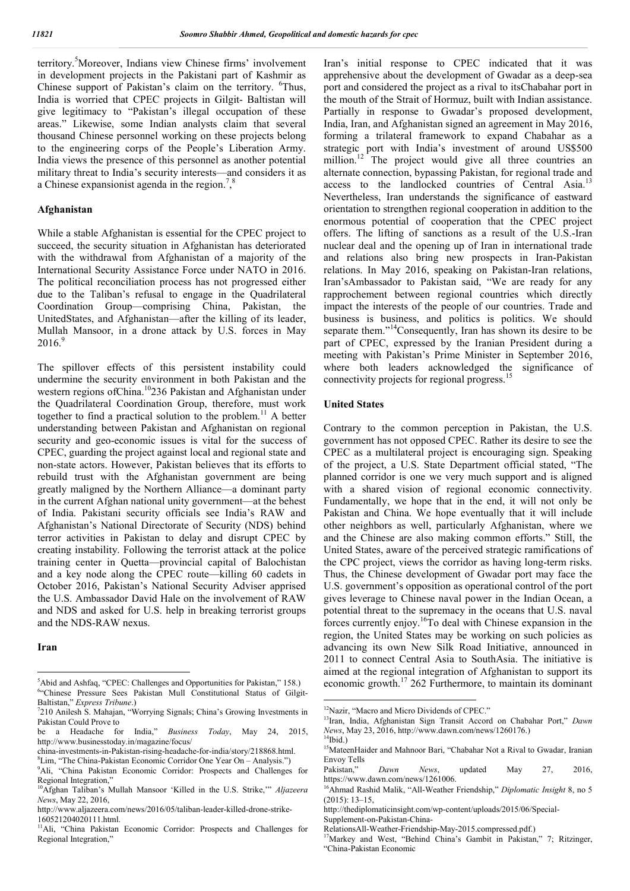territory.[5] Moreover, Indians view Chinese firms' involvement in development projects in the Pakistani part of Kashmir as Chinese support of Pakistan's claim on the territory. [6] Thus, India is worried that CPEC projects in Gilgit- Baltistan will give legitimacy to "Pakistan's illegal occupation of these areas." Likewise, some Indian analysts claim that several thousand Chinese personnel working on these projects belong to the engineering corps of the People's Liberation Army. India views the presence of this personnel as another potential military threat to India's security interests—and considers it as a Chinese expansionist agenda in the region.[7],[8]

## Afghanistan

While a stable Afghanistan is essential for the CPEC project to succeed, the security situation in Afghanistan has deteriorated with the withdrawal from Afghanistan of a majority of the International Security Assistance Force under NATO in 2016. The political reconciliation process has not progressed either due to the Taliban's refusal to engage in the Quadrilateral Coordination Group—comprising China, Pakistan, the UnitedStates, and Afghanistan—after the killing of its leader, Mullah Mansoor, in a drone attack by U.S. forces in May 2016.[9]

The spillover effects of this persistent instability could undermine the security environment in both Pakistan and the western regions ofChina.[10]236 Pakistan and Afghanistan under the Quadrilateral Coordination Group, therefore, must work together to find a practical solution to the problem.[11] A better understanding between Pakistan and Afghanistan on regional security and geo-economic issues is vital for the success of CPEC, guarding the project against local and regional state and non-state actors. However, Pakistan believes that its efforts to rebuild trust with the Afghanistan government are being greatly maligned by the Northern Alliance—a dominant party in the current Afghan national unity government—at the behest of India. Pakistani security officials see India's RAW and Afghanistan's National Directorate of Security (NDS) behind terror activities in Pakistan to delay and disrupt CPEC by creating instability. Following the terrorist attack at the police training center in Quetta—provincial capital of Balochistan and a key node along the CPEC route—killing 60 cadets in October 2016, Pakistan's National Security Adviser apprised the U.S. Ambassador David Hale on the involvement of RAW and NDS and asked for U.S. help in breaking terrorist groups and the NDS-RAW nexus.

## Iran

Iran's initial response to CPEC indicated that it was apprehensive about the development of Gwadar as a deep-sea port and considered the project as a rival to itsChabahar port in the mouth of the Strait of Hormuz, built with Indian assistance. Partially in response to Gwadar's proposed development, India, Iran, and Afghanistan signed an agreement in May 2016, forming a trilateral framework to expand Chabahar as a strategic port with India's investment of around US$500 million.[12] The project would give all three countries an alternate connection, bypassing Pakistan, for regional trade and access to the landlocked countries of Central Asia.[13] Nevertheless, Iran understands the significance of eastward orientation to strengthen regional cooperation in addition to the enormous potential of cooperation that the CPEC project offers. The lifting of sanctions as a result of the U.S.-Iran nuclear deal and the opening up of Iran in international trade and relations also bring new prospects in Iran-Pakistan relations. In May 2016, speaking on Pakistan-Iran relations, Iran'sAmbassador to Pakistan said, "We are ready for any rapprochement between regional countries which directly impact the interests of the people of our countries. Trade and business is business, and politics is politics. We should separate them."[14]Consequently, Iran has shown its desire to be part of CPEC, expressed by the Iranian President during a meeting with Pakistan's Prime Minister in September 2016, where both leaders acknowledged the significance of connectivity projects for regional progress.[15]

## United States

Contrary to the common perception in Pakistan, the U.S. government has not opposed CPEC. Rather its desire to see the CPEC as a multilateral project is encouraging sign. Speaking of the project, a U.S. State Department official stated, "The planned corridor is one we very much support and is aligned with a shared vision of regional economic connectivity. Fundamentally, we hope that in the end, it will not only be Pakistan and China. We hope eventually that it will include other neighbors as well, particularly Afghanistan, where we and the Chinese are also making common efforts." Still, the United States, aware of the perceived strategic ramifications of the CPC project, views the corridor as having long-term risks. Thus, the Chinese development of Gwadar port may face the U.S. government's opposition as operational control of the port gives leverage to Chinese naval power in the Indian Ocean, a potential threat to the supremacy in the oceans that U.S. naval forces currently enjoy.[16]To deal with Chinese expansion in the region, the United States may be working on such policies as advancing its own New Silk Road Initiative, announced in 2011 to connect Central Asia to SouthAsia. The initiative is aimed at the regional integration of Afghanistan to support its economic growth.[17] 262 Furthermore, to maintain its dominant

---

[5] Abid and Ashfaq, "CPEC: Challenges and Opportunities for Pakistan," 158.)

[6] "Chinese Pressure Sees Pakistan Mull Constitutional Status of Gilgit-Baltistan," *Express Tribune*.)

[7] 210 Anilesh S. Mahajan, "Worrying Signals; China's Growing Investments in Pakistan Could Prove to be a Headache for India," *Business Today*, May 24, 2015, http://www.businesstoday.in/magazine/focus/china-investments-in-Pakistan-rising-headache-for-india/story/218868.html.

[8] Lim, "The China-Pakistan Economic Corridor One Year On – Analysis.")

[9] Ali, "China Pakistan Economic Corridor: Prospects and Challenges for Regional Integration,"

[10] Afghan Taliban's Mullah Mansoor 'Killed in the U.S. Strike,'" *Aljazeera News*, May 22, 2016, http://www.aljazeera.com/news/2016/05/taliban-leader-killed-drone-strike-160521204020111.html.

[11] Ali, "China Pakistan Economic Corridor: Prospects and Challenges for Regional Integration,"

[12] Nazir, "Macro and Micro Dividends of CPEC."

[13] Iran, India, Afghanistan Sign Transit Accord on Chabahar Port," *Dawn News*, May 23, 2016, http://www.dawn.com/news/1260176.)

[14] Ibid.)

[15] MateenHaider and Mahnoor Bari, "Chabahar Not a Rival to Gwadar, Iranian Envoy Tells Pakistan," *Dawn News*, updated May 27, 2016, https://www.dawn.com/news/1261006.

[16] Ahmad Rashid Malik, "All-Weather Friendship," *Diplomatic Insight* 8, no 5 (2015): 13–15, http://thediplomaticinsight.com/wp-content/uploads/2015/06/Special-Supplement-on-Pakistan-China-RelationsAll-Weather-Friendship-May-2015.compressed.pdf.)

[17] Markey and West, "Behind China's Gambit in Pakistan," 7; Ritzinger, "China-Pakistan Economic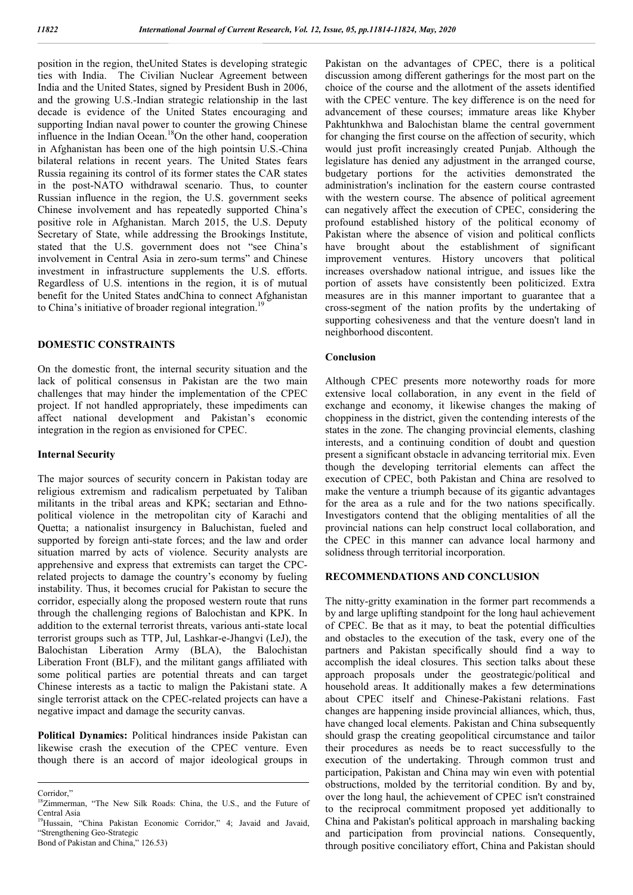position in the region, theUnited States is developing strategic ties with India. The Civilian Nuclear Agreement between India and the United States, signed by President Bush in 2006, and the growing U.S.-Indian strategic relationship in the last decade is evidence of the United States encouraging and supporting Indian naval power to counter the growing Chinese influence in the Indian Ocean.[18]On the other hand, cooperation in Afghanistan has been one of the high pointsin U.S.-China bilateral relations in recent years. The United States fears Russia regaining its control of its former states the CAR states in the post-NATO withdrawal scenario. Thus, to counter Russian influence in the region, the U.S. government seeks Chinese involvement and has repeatedly supported China's positive role in Afghanistan. March 2015, the U.S. Deputy Secretary of State, while addressing the Brookings Institute, stated that the U.S. government does not "see China's involvement in Central Asia in zero-sum terms" and Chinese investment in infrastructure supplements the U.S. efforts. Regardless of U.S. intentions in the region, it is of mutual benefit for the United States andChina to connect Afghanistan to China's initiative of broader regional integration.[19]

## DOMESTIC CONSTRAINTS

On the domestic front, the internal security situation and the lack of political consensus in Pakistan are the two main challenges that may hinder the implementation of the CPEC project. If not handled appropriately, these impediments can affect national development and Pakistan's economic integration in the region as envisioned for CPEC.

### Internal Security

The major sources of security concern in Pakistan today are religious extremism and radicalism perpetuated by Taliban militants in the tribal areas and KPK; sectarian and Ethno-political violence in the metropolitan city of Karachi and Quetta; a nationalist insurgency in Baluchistan, fueled and supported by foreign anti-state forces; and the law and order situation marred by acts of violence. Security analysts are apprehensive and express that extremists can target the CPC-related projects to damage the country's economy by fueling instability. Thus, it becomes crucial for Pakistan to secure the corridor, especially along the proposed western route that runs through the challenging regions of Balochistan and KPK. In addition to the external terrorist threats, various anti-state local terrorist groups such as TTP, Jul, Lashkar-e-Jhangvi (LeJ), the Balochistan Liberation Army (BLA), the Balochistan Liberation Front (BLF), and the militant gangs affiliated with some political parties are potential threats and can target Chinese interests as a tactic to malign the Pakistani state. A single terrorist attack on the CPEC-related projects can have a negative impact and damage the security canvas.

**Political Dynamics:** Political hindrances inside Pakistan can likewise crash the execution of the CPEC venture. Even though there is an accord of major ideological groups in Pakistan on the advantages of CPEC, there is a political discussion among different gatherings for the most part on the choice of the course and the allotment of the assets identified with the CPEC venture. The key difference is on the need for advancement of these courses; immature areas like Khyber Pakhtunkhwa and Balochistan blame the central government for changing the first course on the affection of security, which would just profit increasingly created Punjab. Although the legislature has denied any adjustment in the arranged course, budgetary portions for the activities demonstrated the administration's inclination for the eastern course contrasted with the western course. The absence of political agreement can negatively affect the execution of CPEC, considering the profound established history of the political economy of Pakistan where the absence of vision and political conflicts have brought about the establishment of significant improvement ventures. History uncovers that political increases overshadow national intrigue, and issues like the portion of assets have consistently been politicized. Extra measures are in this manner important to guarantee that a cross-segment of the nation profits by the undertaking of supporting cohesiveness and that the venture doesn't land in neighborhood discontent.

### Conclusion

Although CPEC presents more noteworthy roads for more extensive local collaboration, in any event in the field of exchange and economy, it likewise changes the making of choppiness in the district, given the contending interests of the states in the zone. The changing provincial elements, clashing interests, and a continuing condition of doubt and question present a significant obstacle in advancing territorial mix. Even though the developing territorial elements can affect the execution of CPEC, both Pakistan and China are resolved to make the venture a triumph because of its gigantic advantages for the area as a rule and for the two nations specifically. Investigators contend that the obliging mentalities of all the provincial nations can help construct local collaboration, and the CPEC in this manner can advance local harmony and solidness through territorial incorporation.

## RECOMMENDATIONS AND CONCLUSION

The nitty-gritty examination in the former part recommends a by and large uplifting standpoint for the long haul achievement of CPEC. Be that as it may, to beat the potential difficulties and obstacles to the execution of the task, every one of the partners and Pakistan specifically should find a way to accomplish the ideal closures. This section talks about these approach proposals under the geostrategic/political and household areas. It additionally makes a few determinations about CPEC itself and Chinese-Pakistani relations. Fast changes are happening inside provincial alliances, which, thus, have changed local elements. Pakistan and China subsequently should grasp the creating geopolitical circumstance and tailor their procedures as needs be to react successfully to the execution of the undertaking. Through common trust and participation, Pakistan and China may win even with potential obstructions, molded by the territorial condition. By and by, over the long haul, the achievement of CPEC isn't constrained to the reciprocal commitment proposed yet additionally to China and Pakistan's political approach in marshaling backing and participation from provincial nations. Consequently, through positive conciliatory effort, China and Pakistan should

---

Corridor,"

[18]Zimmerman, "The New Silk Roads: China, the U.S., and the Future of Central Asia

[19]Hussain, "China Pakistan Economic Corridor," 4; Javaid and Javaid, "Strengthening Geo-Strategic Bond of Pakistan and China," 126.53)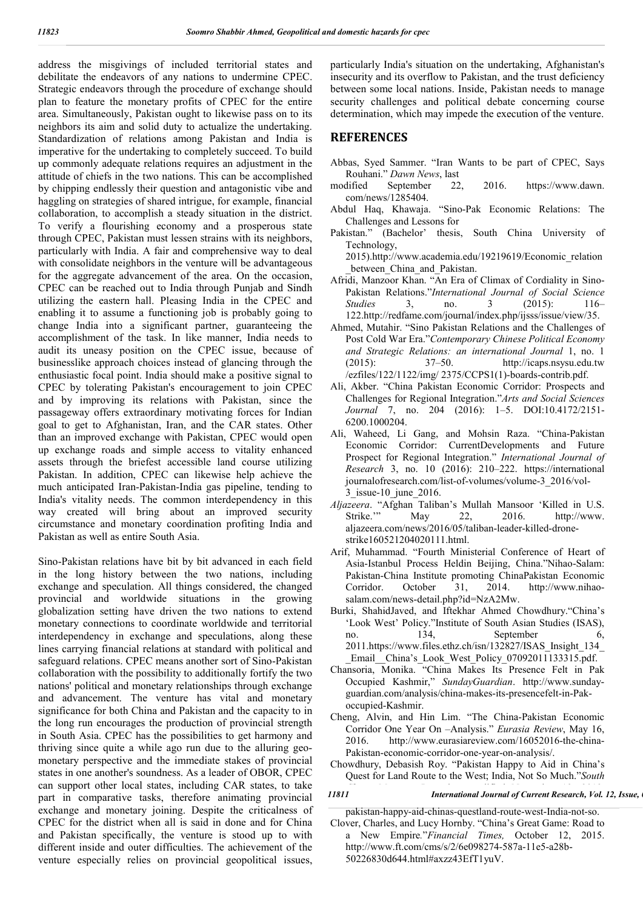address the misgivings of included territorial states and debilitate the endeavors of any nations to undermine CPEC. Strategic endeavors through the procedure of exchange should plan to feature the monetary profits of CPEC for the entire area. Simultaneously, Pakistan ought to likewise pass on to its neighbors its aim and solid duty to actualize the undertaking. Standardization of relations among Pakistan and India is imperative for the undertaking to completely succeed. To build up commonly adequate relations requires an adjustment in the attitude of chiefs in the two nations. This can be accomplished by chipping endlessly their question and antagonistic vibe and haggling on strategies of shared intrigue, for example, financial collaboration, to accomplish a steady situation in the district. To verify a flourishing economy and a prosperous state through CPEC, Pakistan must lessen strains with its neighbors, particularly with India. A fair and comprehensive way to deal with consolidate neighbors in the venture will be advantageous for the aggregate advancement of the area. On the occasion, CPEC can be reached out to India through Punjab and Sindh utilizing the eastern hall. Pleasing India in the CPEC and enabling it to assume a functioning job is probably going to change India into a significant partner, guaranteeing the accomplishment of the task. In like manner, India needs to audit its uneasy position on the CPEC issue, because of businesslike approach choices instead of glancing through the enthusiastic focal point. India should make a positive signal to CPEC by tolerating Pakistan's encouragement to join CPEC and by improving its relations with Pakistan, since the passageway offers extraordinary motivating forces for Indian goal to get to Afghanistan, Iran, and the CAR states. Other than an improved exchange with Pakistan, CPEC would open up exchange roads and simple access to vitality enhanced assets through the briefest accessible land course utilizing Pakistan. In addition, CPEC can likewise help achieve the much anticipated Iran-Pakistan-India gas pipeline, tending to India's vitality needs. The common interdependency in this way created will bring about an improved security circumstance and monetary coordination profiting India and Pakistan as well as entire South Asia.

Sino-Pakistan relations have bit by bit advanced in each field in the long history between the two nations, including exchange and speculation. All things considered, the changed provincial and worldwide situations in the growing globalization setting have driven the two nations to extend monetary connections to coordinate worldwide and territorial interdependency in exchange and speculations, along these lines carrying financial relations at standard with political and safeguard relations. CPEC means another sort of Sino-Pakistan collaboration with the possibility to additionally fortify the two nations' political and monetary relationships through exchange and advancement. The venture has vital and monetary significance for both China and Pakistan and the capacity to in the long run encourages the production of provincial strength in South Asia. CPEC has the possibilities to get harmony and thriving since quite a while ago run due to the alluring geo-monetary perspective and the immediate stakes of provincial states in one another's soundness. As a leader of OBOR, CPEC can support other local states, including CAR states, to take part in comparative tasks, therefore animating provincial exchange and monetary joining. Despite the criticalness of CPEC for the district when all is said in done and for China and Pakistan specifically, the venture is stood up to with different inside and outer difficulties. The achievement of the venture especially relies on provincial geopolitical issues, particularly India's situation on the undertaking, Afghanistan's insecurity and its overflow to Pakistan, and the trust deficiency between some local nations. Inside, Pakistan needs to manage security challenges and political debate concerning course determination, which may impede the execution of the venture.

## REFERENCES

Abbas, Syed Sammer. "Iran Wants to be part of CPEC, Says Rouhani." *Dawn News*, last modified September 22, 2016. https://www.dawn.com/news/1285404.

Abdul Haq, Khawaja. "Sino-Pak Economic Relations: The Challenges and Lessons for Pakistan." (Bachelor' thesis, South China University of Technology, 2015).http://www.academia.edu/19219619/Economic_relation_between_China_and_Pakistan.

Afridi, Manzoor Khan. "An Era of Climax of Cordiality in Sino-Pakistan Relations."*International Journal of Social Science Studies* 3, no. 3 (2015): 116–122.http://redfame.com/journal/index.php/ijsss/issue/view/35.

Ahmed, Mutahir. "Sino Pakistan Relations and the Challenges of Post Cold War Era."*Contemporary Chinese Political Economy and Strategic Relations: an international Journal* 1, no. 1 (2015): 37–50. http://icaps.nsysu.edu.tw/ezfiles/122/1122/img/ 2375/CCPS1(1)-boards-contrib.pdf.

Ali, Akber. "China Pakistan Economic Corridor: Prospects and Challenges for Regional Integration."*Arts and Social Sciences Journal* 7, no. 204 (2016): 1–5. DOI:10.4172/2151-6200.1000204.

Ali, Waheed, Li Gang, and Mohsin Raza. "China-Pakistan Economic Corridor: CurrentDevelopments and Future Prospect for Regional Integration." *International Journal of Research* 3, no. 10 (2016): 210–222. https://internationaljournalofresearch.com/list-of-volumes/volume-3_2016/vol-3_issue-10_june_2016.

*Aljazeera*. "Afghan Taliban's Mullah Mansoor 'Killed in U.S. Strike.'" May 22, 2016. http://www.aljazeera.com/news/2016/05/taliban-leader-killed-drone-strike160521204020111.html.

Arif, Muhammad. "Fourth Ministerial Conference of Heart of Asia-Istanbul Process Heldin Beijing, China."Nihao-Salam: Pakistan-China Institute promoting ChinaPakistan Economic Corridor. October 31, 2014. http://www.nihao-salam.com/news-detail.php?id=NzA2Mw.

Burki, ShahidJaved, and Iftekhar Ahmed Chowdhury."China's 'Look West' Policy."Institute of South Asian Studies (ISAS), no. 134, September 6, 2011.https://www.files.ethz.ch/isn/132827/ISAS_Insight_134__Email__China's_Look_West_Policy_07092011133315.pdf.

Chansoria, Monika. "China Makes Its Presence Felt in Pak Occupied Kashmir," *SundayGuardian*. http://www.sunday-guardian.com/analysis/china-makes-its-presencefelt-in-Pak-occupied-Kashmir.

Cheng, Alvin, and Hin Lim. "The China-Pakistan Economic Corridor One Year On –Analysis." *Eurasia Review*, May 16, 2016. http://www.eurasiareview.com/16052016-the-china-Pakistan-economic-corridor-one-year-on-analysis/.

Chowdhury, Debasish Roy. "Pakistan Happy to Aid in China's Quest for Land Route to the West; India, Not So Much."*South* ... pakistan-happy-aid-chinas-questland-route-west-India-not-so.

Clover, Charles, and Lucy Hornby. "China's Great Game: Road to a New Empire."*Financial Times,* October 12, 2015. http://www.ft.com/cms/s/2/6e098274-587a-11e5-a28b-50226830d644.html#axzz43EfT1yuV.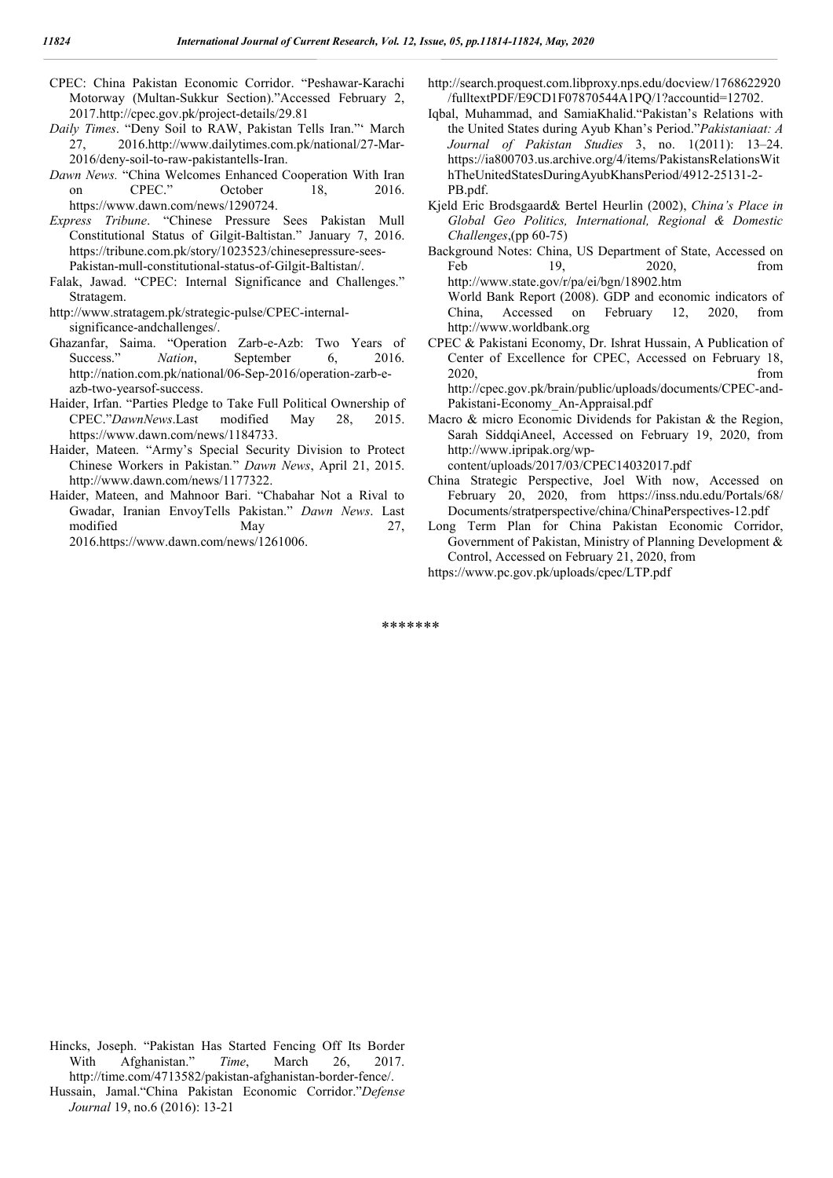CPEC: China Pakistan Economic Corridor. "Peshawar-Karachi Motorway (Multan-Sukkur Section)."Accessed February 2, 2017.http://cpec.gov.pk/project-details/29.81

*Daily Times*. "Deny Soil to RAW, Pakistan Tells Iran."' March 27, 2016.http://www.dailytimes.com.pk/national/27-Mar-2016/deny-soil-to-raw-pakistantells-Iran.

*Dawn News.* "China Welcomes Enhanced Cooperation With Iran on CPEC." October 18, 2016. https://www.dawn.com/news/1290724.

*Express Tribune*. "Chinese Pressure Sees Pakistan Mull Constitutional Status of Gilgit-Baltistan." January 7, 2016. https://tribune.com.pk/story/1023523/chinesepressure-sees-Pakistan-mull-constitutional-status-of-Gilgit-Baltistan/.

Falak, Jawad. "CPEC: Internal Significance and Challenges." Stratagem.

http://www.stratagem.pk/strategic-pulse/CPEC-internal-significance-andchallenges/.

Ghazanfar, Saima. "Operation Zarb-e-Azb: Two Years of Success." *Nation*, September 6, 2016. http://nation.com.pk/national/06-Sep-2016/operation-zarb-e-azb-two-yearsof-success.

Haider, Irfan. "Parties Pledge to Take Full Political Ownership of CPEC."*DawnNews*.Last modified May 28, 2015. https://www.dawn.com/news/1184733.

Haider, Mateen. "Army's Special Security Division to Protect Chinese Workers in Pakistan*.*" *Dawn News*, April 21, 2015. http://www.dawn.com/news/1177322.

Haider, Mateen, and Mahnoor Bari. "Chabahar Not a Rival to Gwadar, Iranian EnvoyTells Pakistan." *Dawn News*. Last modified May 27, 2016.https://www.dawn.com/news/1261006.

Hincks, Joseph. "Pakistan Has Started Fencing Off Its Border With Afghanistan." *Time*, March 26, 2017. http://time.com/4713582/pakistan-afghanistan-border-fence/.

Hussain, Jamal."China Pakistan Economic Corridor."*Defense Journal* 19, no.6 (2016): 13-21

http://search.proquest.com.libproxy.nps.edu/docview/1768622920/fulltextPDF/E9CD1F07870544A1PQ/1?accountid=12702.

Iqbal, Muhammad, and SamiaKhalid."Pakistan's Relations with the United States during Ayub Khan's Period."*Pakistaniaat: A Journal of Pakistan Studies* 3, no. 1(2011): 13–24. https://ia800703.us.archive.org/4/items/PakistansRelationsWithTheUnitedStatesDuringAyubKhansPeriod/4912-25131-2-PB.pdf.

Kjeld Eric Brodsgaard& Bertel Heurlin (2002), *China's Place in Global Geo Politics, International, Regional & Domestic Challenges*,(pp 60-75)

Background Notes: China, US Department of State, Accessed on Feb 19, 2020, from http://www.state.gov/r/pa/ei/bgn/18902.htm

World Bank Report (2008). GDP and economic indicators of China, Accessed on February 12, 2020, from http://www.worldbank.org

CPEC & Pakistani Economy, Dr. Ishrat Hussain, A Publication of Center of Excellence for CPEC, Accessed on February 18, 2020, from http://cpec.gov.pk/brain/public/uploads/documents/CPEC-and-Pakistani-Economy_An-Appraisal.pdf

Macro & micro Economic Dividends for Pakistan & the Region, Sarah SiddqiAneel, Accessed on February 19, 2020, from http://www.ipripak.org/wp-content/uploads/2017/03/CPEC14032017.pdf

China Strategic Perspective, Joel With now, Accessed on February 20, 2020, from https://inss.ndu.edu/Portals/68/Documents/stratperspective/china/ChinaPerspectives-12.pdf

Long Term Plan for China Pakistan Economic Corridor, Government of Pakistan, Ministry of Planning Development & Control, Accessed on February 21, 2020, from

https://www.pc.gov.pk/uploads/cpec/LTP.pdf

*******